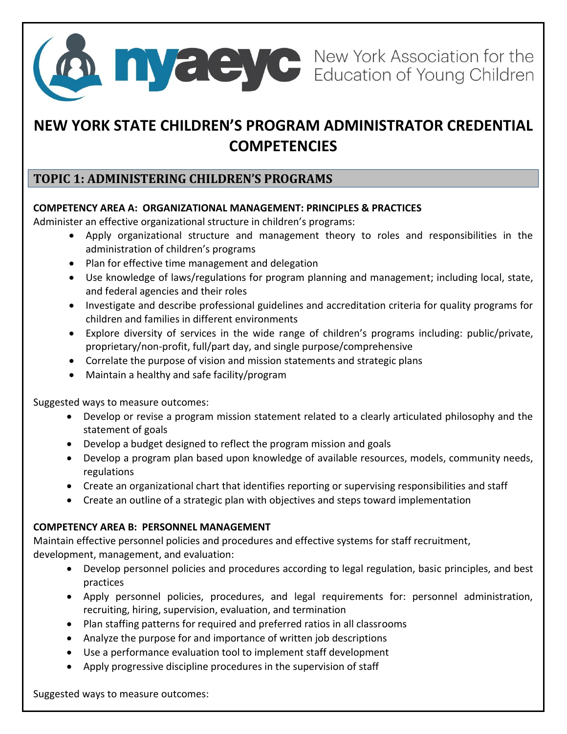New York Association for the Education of Young Children

# NEW YORK STATE CHILDREN'S PROGRAM ADMINISTRATOR CREDENTIAL COMPETENCIES

## TOPIC 1: ADMINISTERING CHILDREN'S PROGRAMS

**COMPETENCY AREA A: ORGANIZATIONAL MANAGEMENT: PRINCIPLES & PRACTICES**

Administer an effective organizational structure in children's programs:

- Apply organizational structure and management theory to roles and responsibilities in the administration of children's programs
- Plan for effective time management and delegation
- Use knowledge of laws/regulations for program planning and management; including local, state, and federal agencies and their roles
- Investigate and describe professional guidelines and accreditation criteria for quality programs for children and families in different environments
- Explore diversity of services in the wide range of children's programs including: public/private, proprietary/non-profit, full/part day, and single purpose/comprehensive
- Correlate the purpose of vision and mission statements and strategic plans
- Maintain a healthy and safe facility/program

Suggested ways to measure outcomes:

- Develop or revise a program mission statement related to a clearly articulated philosophy and the statement of goals
- Develop a budget designed to reflect the program mission and goals
- Develop a program plan based upon knowledge of available resources, models, community needs, regulations
- Create an organizational chart that identifies reporting or supervising responsibilities and staff
- Create an outline of a strategic plan with objectives and steps toward implementation

**COMPETENCY AREA B: PERSONNEL MANAGEMENT**

Maintain effective personnel policies and procedures and effective systems for staff recruitment, development, management, and evaluation:

- Develop personnel policies and procedures according to legal regulation, basic principles, and best practices
- Apply personnel policies, procedures, and legal requirements for: personnel administration, recruiting, hiring, supervision, evaluation, and termination
- Plan staffing patterns for required and preferred ratios in all classrooms
- Analyze the purpose for and importance of written job descriptions
- Use a performance evaluation tool to implement staff development
- Apply progressive discipline procedures in the supervision of staff

Suggested ways to measure outcomes: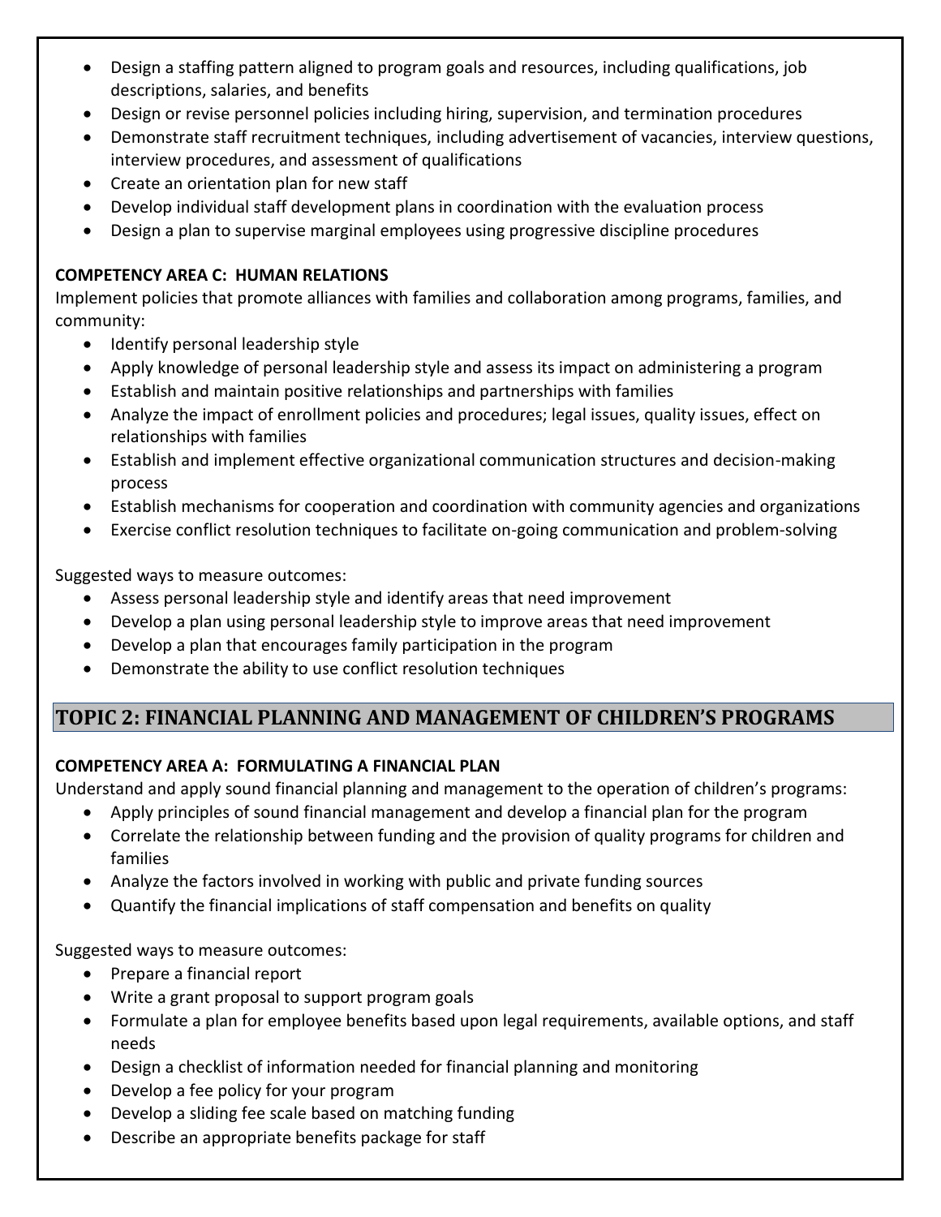- Design a staffing pattern aligned to program goals and resources, including qualifications, job descriptions, salaries, and benefits
- Design or revise personnel policies including hiring, supervision, and termination procedures
- Demonstrate staff recruitment techniques, including advertisement of vacancies, interview questions, interview procedures, and assessment of qualifications
- Create an orientation plan for new staff
- Develop individual staff development plans in coordination with the evaluation process
- Design a plan to supervise marginal employees using progressive discipline procedures

**COMPETENCY AREA C: HUMAN RELATIONS**

Implement policies that promote alliances with families and collaboration among programs, families, and community:

- Identify personal leadership style
- Apply knowledge of personal leadership style and assess its impact on administering a program
- Establish and maintain positive relationships and partnerships with families
- Analyze the impact of enrollment policies and procedures; legal issues, quality issues, effect on relationships with families
- Establish and implement effective organizational communication structures and decision-making process
- Establish mechanisms for cooperation and coordination with community agencies and organizations
- Exercise conflict resolution techniques to facilitate on-going communication and problem-solving

Suggested ways to measure outcomes:

- Assess personal leadership style and identify areas that need improvement
- Develop a plan using personal leadership style to improve areas that need improvement
- Develop a plan that encourages family participation in the program
- Demonstrate the ability to use conflict resolution techniques

## TOPIC 2: FINANCIAL PLANNING AND MANAGEMENT OF CHILDREN'S PROGRAMS

**COMPETENCY AREA A: FORMULATING A FINANCIAL PLAN**

Understand and apply sound financial planning and management to the operation of children's programs:

- Apply principles of sound financial management and develop a financial plan for the program
- Correlate the relationship between funding and the provision of quality programs for children and families
- Analyze the factors involved in working with public and private funding sources
- Quantify the financial implications of staff compensation and benefits on quality

Suggested ways to measure outcomes:

- Prepare a financial report
- Write a grant proposal to support program goals
- Formulate a plan for employee benefits based upon legal requirements, available options, and staff needs
- Design a checklist of information needed for financial planning and monitoring
- Develop a fee policy for your program
- Develop a sliding fee scale based on matching funding
- Describe an appropriate benefits package for staff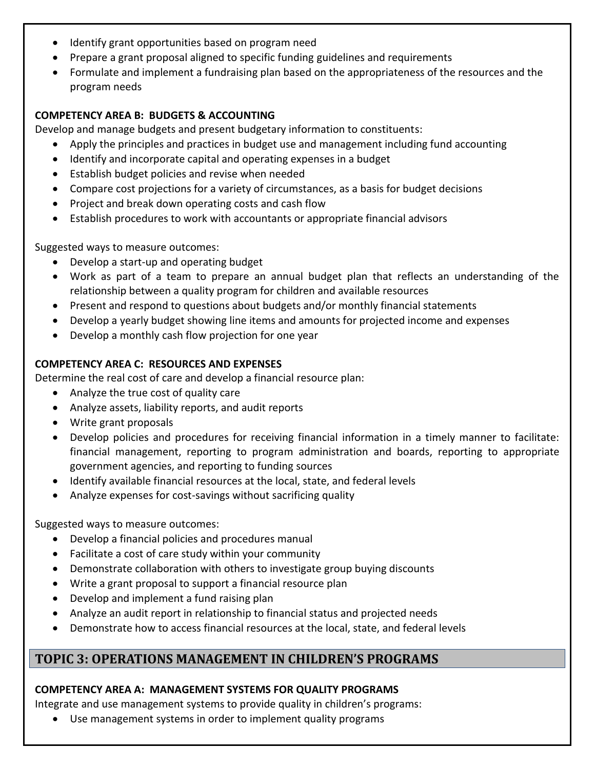- Identify grant opportunities based on program need
- Prepare a grant proposal aligned to specific funding guidelines and requirements
- Formulate and implement a fundraising plan based on the appropriateness of the resources and the program needs

**COMPETENCY AREA B: BUDGETS & ACCOUNTING**

Develop and manage budgets and present budgetary information to constituents:

- Apply the principles and practices in budget use and management including fund accounting
- Identify and incorporate capital and operating expenses in a budget
- Establish budget policies and revise when needed
- Compare cost projections for a variety of circumstances, as a basis for budget decisions
- Project and break down operating costs and cash flow
- Establish procedures to work with accountants or appropriate financial advisors

Suggested ways to measure outcomes:

- Develop a start-up and operating budget
- Work as part of a team to prepare an annual budget plan that reflects an understanding of the relationship between a quality program for children and available resources
- Present and respond to questions about budgets and/or monthly financial statements
- Develop a yearly budget showing line items and amounts for projected income and expenses
- Develop a monthly cash flow projection for one year

**COMPETENCY AREA C: RESOURCES AND EXPENSES**

Determine the real cost of care and develop a financial resource plan:

- Analyze the true cost of quality care
- Analyze assets, liability reports, and audit reports
- Write grant proposals
- Develop policies and procedures for receiving financial information in a timely manner to facilitate: financial management, reporting to program administration and boards, reporting to appropriate government agencies, and reporting to funding sources
- Identify available financial resources at the local, state, and federal levels
- Analyze expenses for cost-savings without sacrificing quality

Suggested ways to measure outcomes:

- Develop a financial policies and procedures manual
- Facilitate a cost of care study within your community
- Demonstrate collaboration with others to investigate group buying discounts
- Write a grant proposal to support a financial resource plan
- Develop and implement a fund raising plan
- Analyze an audit report in relationship to financial status and projected needs
- Demonstrate how to access financial resources at the local, state, and federal levels

## TOPIC 3: OPERATIONS MANAGEMENT IN CHILDREN'S PROGRAMS

**COMPETENCY AREA A: MANAGEMENT SYSTEMS FOR QUALITY PROGRAMS**

Integrate and use management systems to provide quality in children's programs:

- Use management systems in order to implement quality programs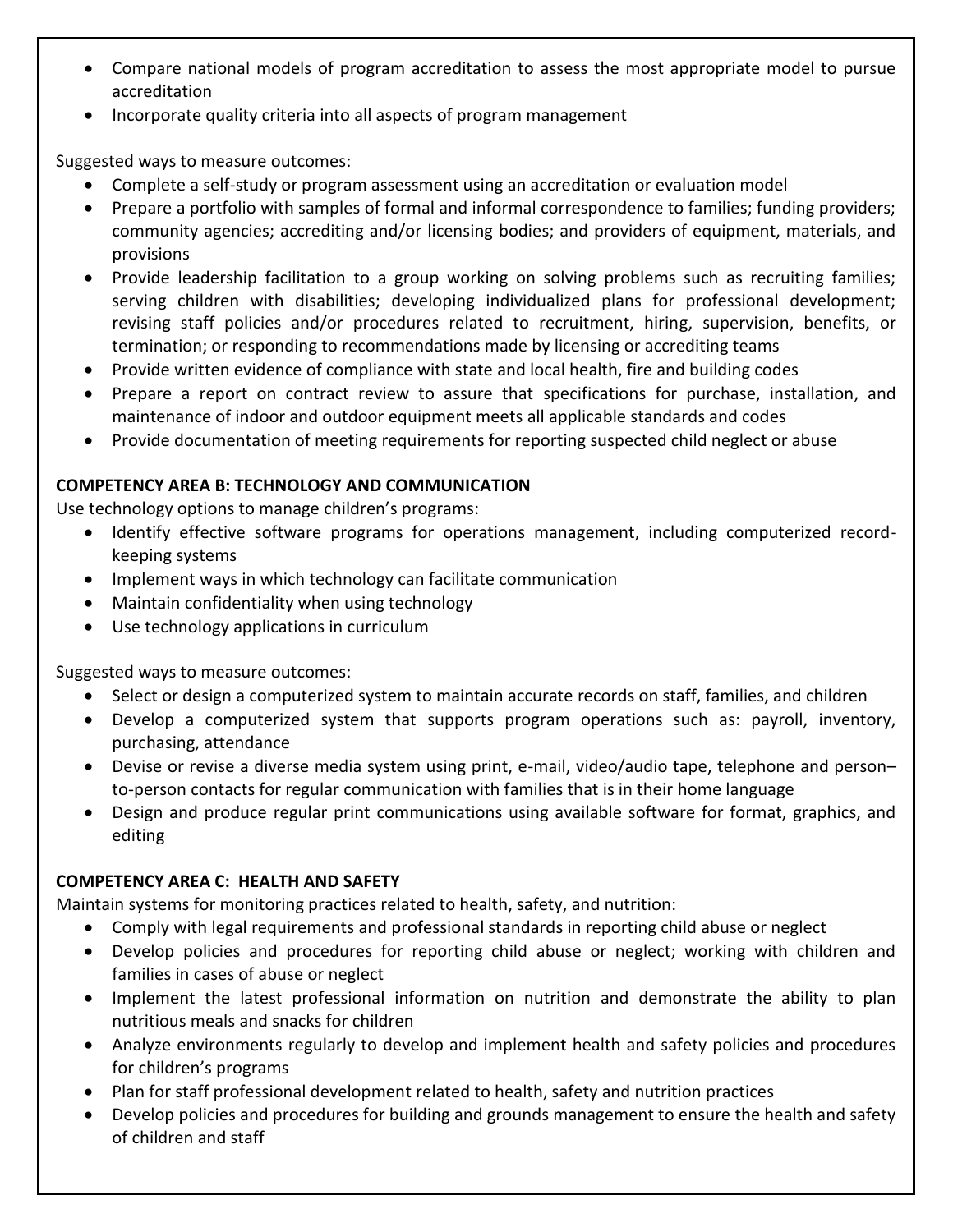- Compare national models of program accreditation to assess the most appropriate model to pursue accreditation
- Incorporate quality criteria into all aspects of program management

Suggested ways to measure outcomes:

- Complete a self-study or program assessment using an accreditation or evaluation model
- Prepare a portfolio with samples of formal and informal correspondence to families; funding providers; community agencies; accrediting and/or licensing bodies; and providers of equipment, materials, and provisions
- Provide leadership facilitation to a group working on solving problems such as recruiting families; serving children with disabilities; developing individualized plans for professional development; revising staff policies and/or procedures related to recruitment, hiring, supervision, benefits, or termination; or responding to recommendations made by licensing or accrediting teams
- Provide written evidence of compliance with state and local health, fire and building codes
- Prepare a report on contract review to assure that specifications for purchase, installation, and maintenance of indoor and outdoor equipment meets all applicable standards and codes
- Provide documentation of meeting requirements for reporting suspected child neglect or abuse

**COMPETENCY AREA B: TECHNOLOGY AND COMMUNICATION**

Use technology options to manage children's programs:

- Identify effective software programs for operations management, including computerized record-keeping systems
- Implement ways in which technology can facilitate communication
- Maintain confidentiality when using technology
- Use technology applications in curriculum

Suggested ways to measure outcomes:

- Select or design a computerized system to maintain accurate records on staff, families, and children
- Develop a computerized system that supports program operations such as: payroll, inventory, purchasing, attendance
- Devise or revise a diverse media system using print, e-mail, video/audio tape, telephone and person–to-person contacts for regular communication with families that is in their home language
- Design and produce regular print communications using available software for format, graphics, and editing

**COMPETENCY AREA C: HEALTH AND SAFETY**

Maintain systems for monitoring practices related to health, safety, and nutrition:

- Comply with legal requirements and professional standards in reporting child abuse or neglect
- Develop policies and procedures for reporting child abuse or neglect; working with children and families in cases of abuse or neglect
- Implement the latest professional information on nutrition and demonstrate the ability to plan nutritious meals and snacks for children
- Analyze environments regularly to develop and implement health and safety policies and procedures for children's programs
- Plan for staff professional development related to health, safety and nutrition practices
- Develop policies and procedures for building and grounds management to ensure the health and safety of children and staff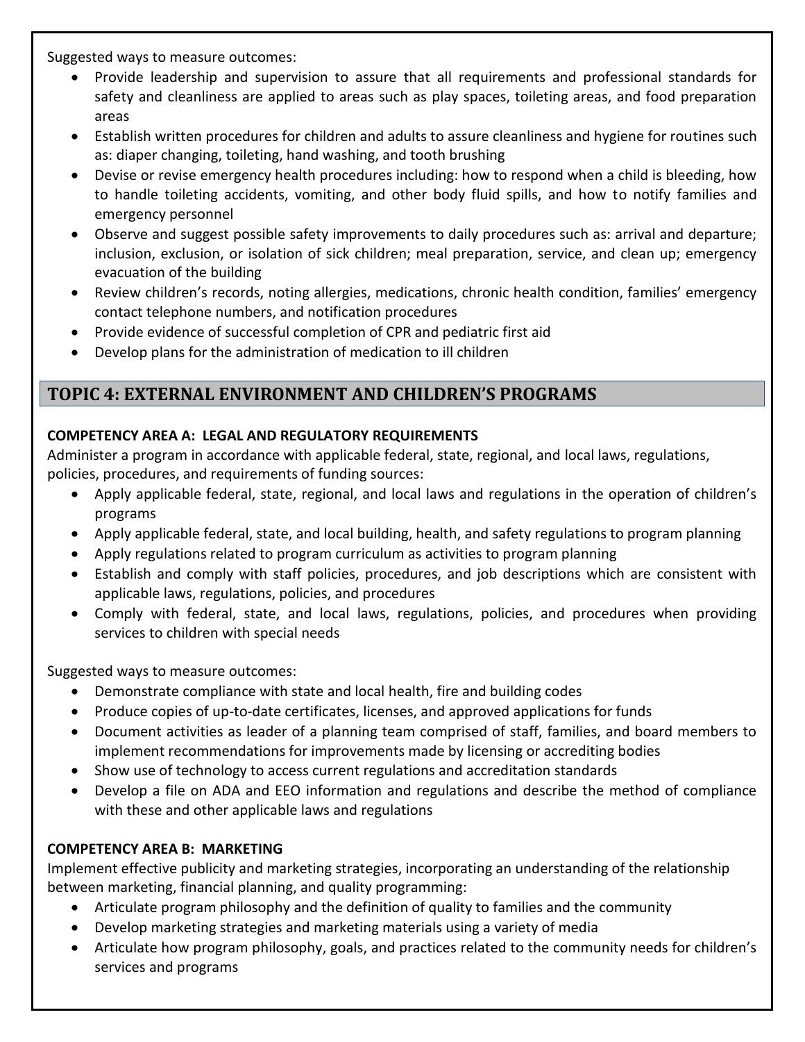Suggested ways to measure outcomes:

- Provide leadership and supervision to assure that all requirements and professional standards for safety and cleanliness are applied to areas such as play spaces, toileting areas, and food preparation areas
- Establish written procedures for children and adults to assure cleanliness and hygiene for routines such as: diaper changing, toileting, hand washing, and tooth brushing
- Devise or revise emergency health procedures including: how to respond when a child is bleeding, how to handle toileting accidents, vomiting, and other body fluid spills, and how to notify families and emergency personnel
- Observe and suggest possible safety improvements to daily procedures such as: arrival and departure; inclusion, exclusion, or isolation of sick children; meal preparation, service, and clean up; emergency evacuation of the building
- Review children's records, noting allergies, medications, chronic health condition, families' emergency contact telephone numbers, and notification procedures
- Provide evidence of successful completion of CPR and pediatric first aid
- Develop plans for the administration of medication to ill children

## TOPIC 4: EXTERNAL ENVIRONMENT AND CHILDREN'S PROGRAMS

**COMPETENCY AREA A: LEGAL AND REGULATORY REQUIREMENTS**

Administer a program in accordance with applicable federal, state, regional, and local laws, regulations, policies, procedures, and requirements of funding sources:

- Apply applicable federal, state, regional, and local laws and regulations in the operation of children's programs
- Apply applicable federal, state, and local building, health, and safety regulations to program planning
- Apply regulations related to program curriculum as activities to program planning
- Establish and comply with staff policies, procedures, and job descriptions which are consistent with applicable laws, regulations, policies, and procedures
- Comply with federal, state, and local laws, regulations, policies, and procedures when providing services to children with special needs

Suggested ways to measure outcomes:

- Demonstrate compliance with state and local health, fire and building codes
- Produce copies of up-to-date certificates, licenses, and approved applications for funds
- Document activities as leader of a planning team comprised of staff, families, and board members to implement recommendations for improvements made by licensing or accrediting bodies
- Show use of technology to access current regulations and accreditation standards
- Develop a file on ADA and EEO information and regulations and describe the method of compliance with these and other applicable laws and regulations

**COMPETENCY AREA B: MARKETING**

Implement effective publicity and marketing strategies, incorporating an understanding of the relationship between marketing, financial planning, and quality programming:

- Articulate program philosophy and the definition of quality to families and the community
- Develop marketing strategies and marketing materials using a variety of media
- Articulate how program philosophy, goals, and practices related to the community needs for children's services and programs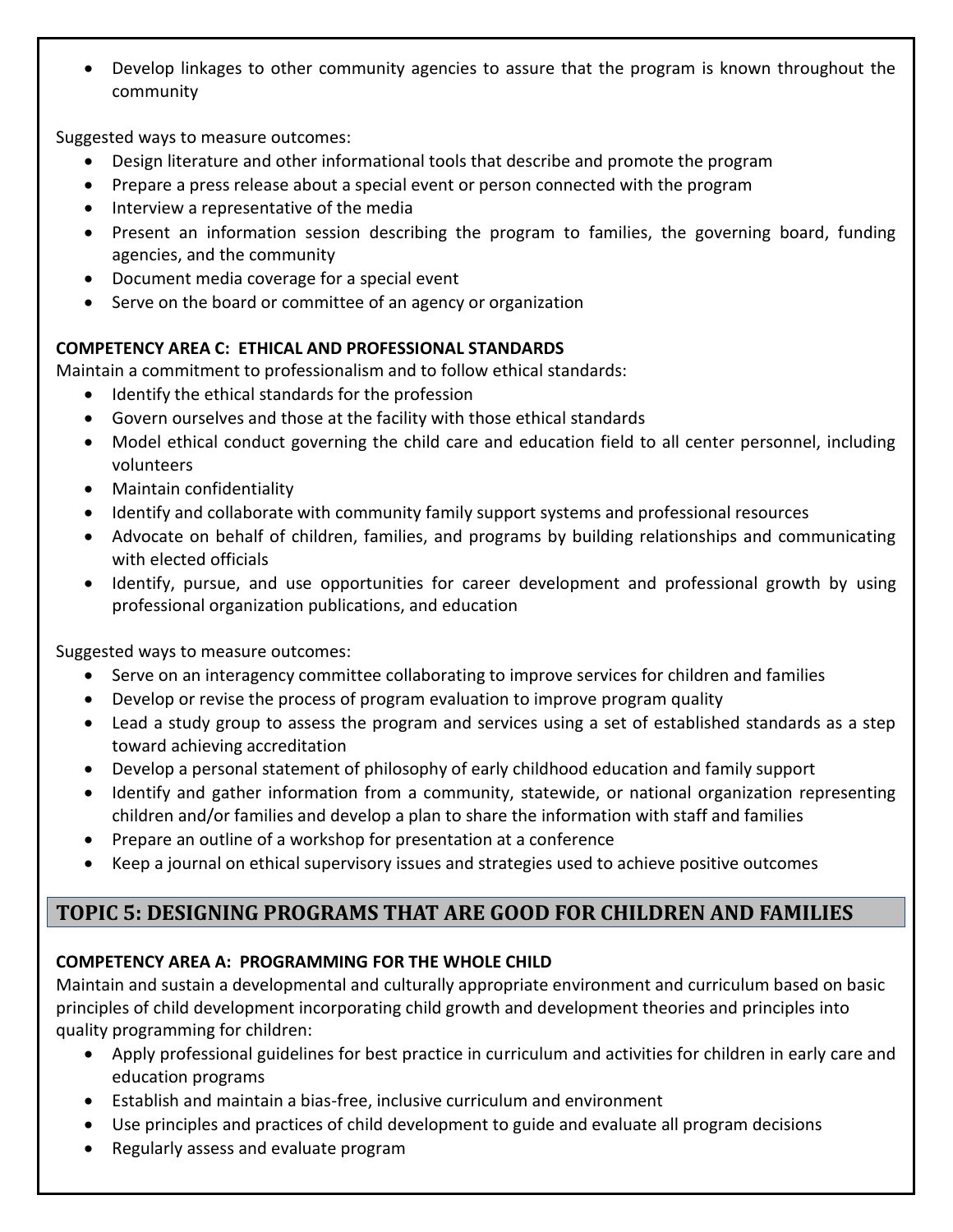- Develop linkages to other community agencies to assure that the program is known throughout the community

Suggested ways to measure outcomes:

- Design literature and other informational tools that describe and promote the program
- Prepare a press release about a special event or person connected with the program
- Interview a representative of the media
- Present an information session describing the program to families, the governing board, funding agencies, and the community
- Document media coverage for a special event
- Serve on the board or committee of an agency or organization

**COMPETENCY AREA C: ETHICAL AND PROFESSIONAL STANDARDS**

Maintain a commitment to professionalism and to follow ethical standards:

- Identify the ethical standards for the profession
- Govern ourselves and those at the facility with those ethical standards
- Model ethical conduct governing the child care and education field to all center personnel, including volunteers
- Maintain confidentiality
- Identify and collaborate with community family support systems and professional resources
- Advocate on behalf of children, families, and programs by building relationships and communicating with elected officials
- Identify, pursue, and use opportunities for career development and professional growth by using professional organization publications, and education

Suggested ways to measure outcomes:

- Serve on an interagency committee collaborating to improve services for children and families
- Develop or revise the process of program evaluation to improve program quality
- Lead a study group to assess the program and services using a set of established standards as a step toward achieving accreditation
- Develop a personal statement of philosophy of early childhood education and family support
- Identify and gather information from a community, statewide, or national organization representing children and/or families and develop a plan to share the information with staff and families
- Prepare an outline of a workshop for presentation at a conference
- Keep a journal on ethical supervisory issues and strategies used to achieve positive outcomes

## TOPIC 5: DESIGNING PROGRAMS THAT ARE GOOD FOR CHILDREN AND FAMILIES

**COMPETENCY AREA A: PROGRAMMING FOR THE WHOLE CHILD**

Maintain and sustain a developmental and culturally appropriate environment and curriculum based on basic principles of child development incorporating child growth and development theories and principles into quality programming for children:

- Apply professional guidelines for best practice in curriculum and activities for children in early care and education programs
- Establish and maintain a bias-free, inclusive curriculum and environment
- Use principles and practices of child development to guide and evaluate all program decisions
- Regularly assess and evaluate program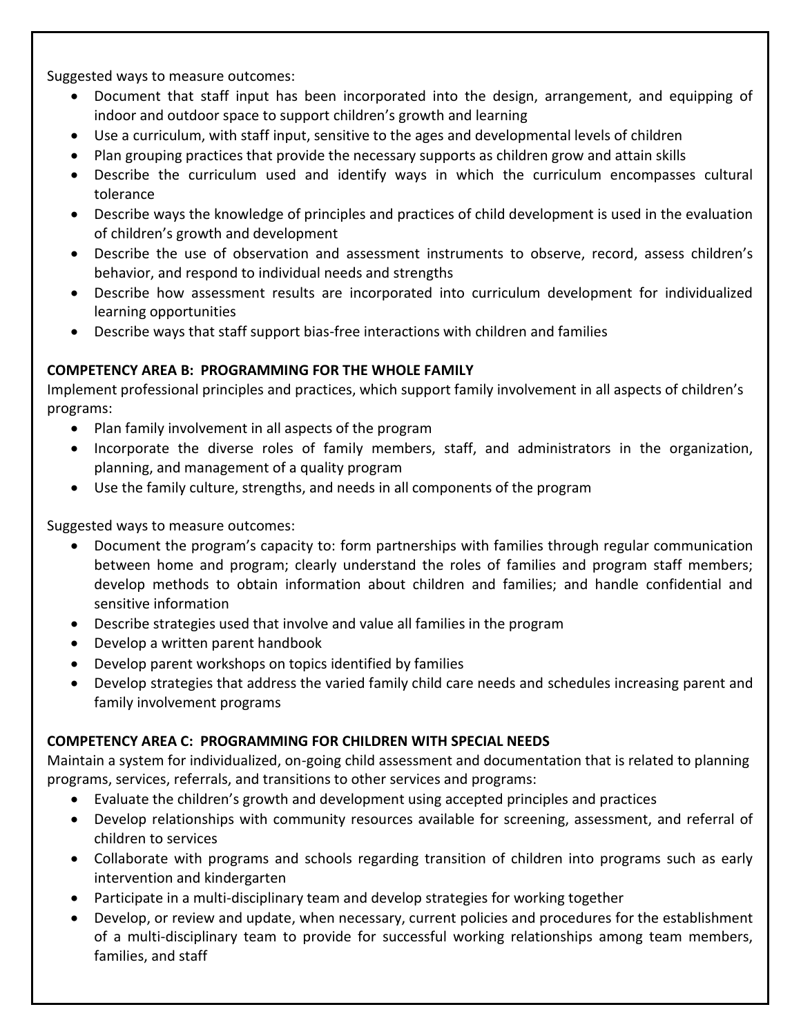Suggested ways to measure outcomes:

- Document that staff input has been incorporated into the design, arrangement, and equipping of indoor and outdoor space to support children's growth and learning
- Use a curriculum, with staff input, sensitive to the ages and developmental levels of children
- Plan grouping practices that provide the necessary supports as children grow and attain skills
- Describe the curriculum used and identify ways in which the curriculum encompasses cultural tolerance
- Describe ways the knowledge of principles and practices of child development is used in the evaluation of children's growth and development
- Describe the use of observation and assessment instruments to observe, record, assess children's behavior, and respond to individual needs and strengths
- Describe how assessment results are incorporated into curriculum development for individualized learning opportunities
- Describe ways that staff support bias-free interactions with children and families

**COMPETENCY AREA B: PROGRAMMING FOR THE WHOLE FAMILY**

Implement professional principles and practices, which support family involvement in all aspects of children's programs:

- Plan family involvement in all aspects of the program
- Incorporate the diverse roles of family members, staff, and administrators in the organization, planning, and management of a quality program
- Use the family culture, strengths, and needs in all components of the program

Suggested ways to measure outcomes:

- Document the program's capacity to: form partnerships with families through regular communication between home and program; clearly understand the roles of families and program staff members; develop methods to obtain information about children and families; and handle confidential and sensitive information
- Describe strategies used that involve and value all families in the program
- Develop a written parent handbook
- Develop parent workshops on topics identified by families
- Develop strategies that address the varied family child care needs and schedules increasing parent and family involvement programs

**COMPETENCY AREA C: PROGRAMMING FOR CHILDREN WITH SPECIAL NEEDS**

Maintain a system for individualized, on-going child assessment and documentation that is related to planning programs, services, referrals, and transitions to other services and programs:

- Evaluate the children's growth and development using accepted principles and practices
- Develop relationships with community resources available for screening, assessment, and referral of children to services
- Collaborate with programs and schools regarding transition of children into programs such as early intervention and kindergarten
- Participate in a multi-disciplinary team and develop strategies for working together
- Develop, or review and update, when necessary, current policies and procedures for the establishment of a multi-disciplinary team to provide for successful working relationships among team members, families, and staff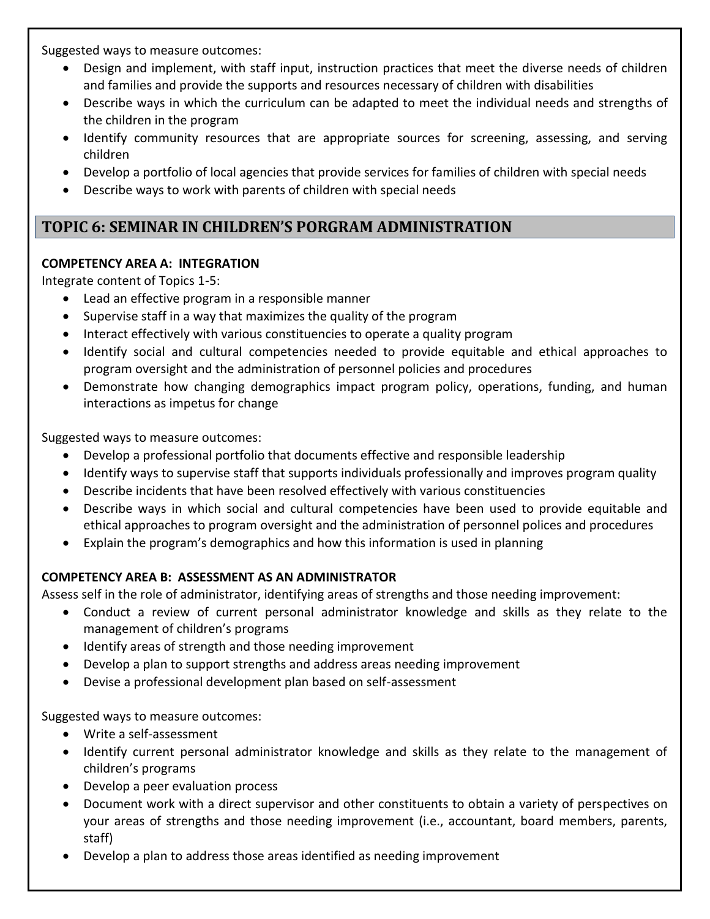Suggested ways to measure outcomes:

- Design and implement, with staff input, instruction practices that meet the diverse needs of children and families and provide the supports and resources necessary of children with disabilities
- Describe ways in which the curriculum can be adapted to meet the individual needs and strengths of the children in the program
- Identify community resources that are appropriate sources for screening, assessing, and serving children
- Develop a portfolio of local agencies that provide services for families of children with special needs
- Describe ways to work with parents of children with special needs

## TOPIC 6: SEMINAR IN CHILDREN'S PORGRAM ADMINISTRATION

**COMPETENCY AREA A: INTEGRATION**

Integrate content of Topics 1-5:

- Lead an effective program in a responsible manner
- Supervise staff in a way that maximizes the quality of the program
- Interact effectively with various constituencies to operate a quality program
- Identify social and cultural competencies needed to provide equitable and ethical approaches to program oversight and the administration of personnel policies and procedures
- Demonstrate how changing demographics impact program policy, operations, funding, and human interactions as impetus for change

Suggested ways to measure outcomes:

- Develop a professional portfolio that documents effective and responsible leadership
- Identify ways to supervise staff that supports individuals professionally and improves program quality
- Describe incidents that have been resolved effectively with various constituencies
- Describe ways in which social and cultural competencies have been used to provide equitable and ethical approaches to program oversight and the administration of personnel polices and procedures
- Explain the program's demographics and how this information is used in planning

**COMPETENCY AREA B: ASSESSMENT AS AN ADMINISTRATOR**

Assess self in the role of administrator, identifying areas of strengths and those needing improvement:

- Conduct a review of current personal administrator knowledge and skills as they relate to the management of children's programs
- Identify areas of strength and those needing improvement
- Develop a plan to support strengths and address areas needing improvement
- Devise a professional development plan based on self-assessment

Suggested ways to measure outcomes:

- Write a self-assessment
- Identify current personal administrator knowledge and skills as they relate to the management of children's programs
- Develop a peer evaluation process
- Document work with a direct supervisor and other constituents to obtain a variety of perspectives on your areas of strengths and those needing improvement (i.e., accountant, board members, parents, staff)
- Develop a plan to address those areas identified as needing improvement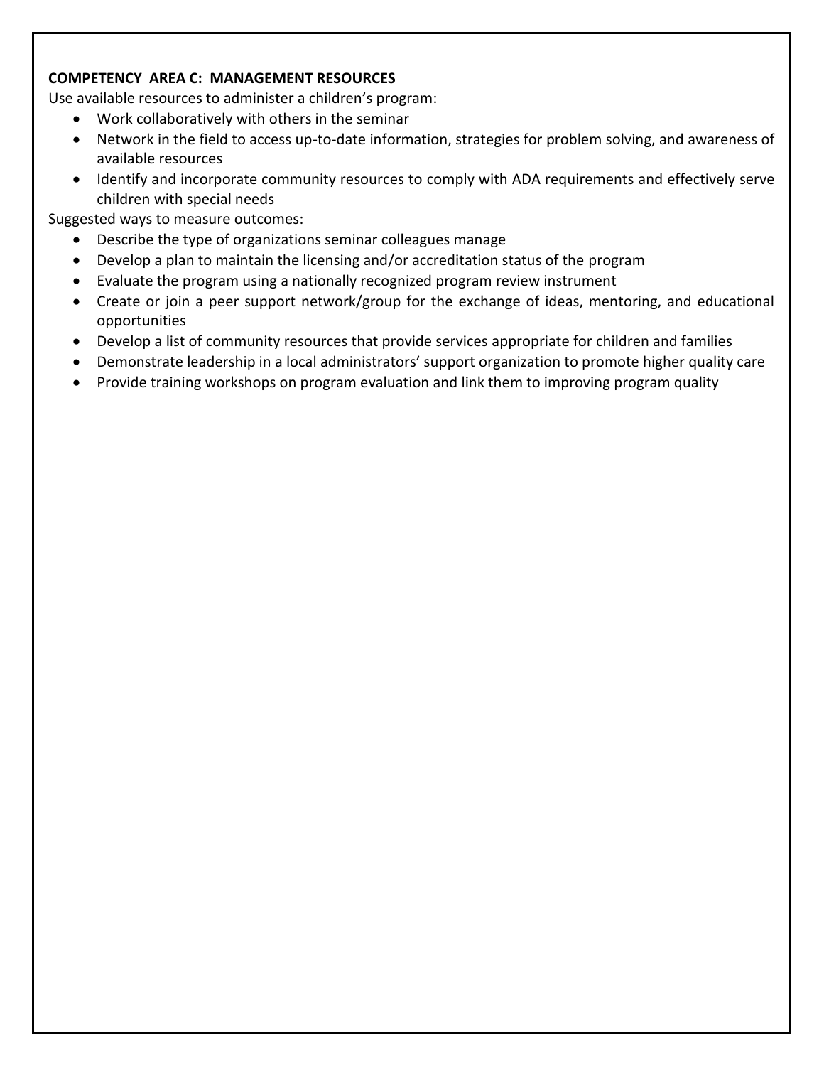**COMPETENCY AREA C: MANAGEMENT RESOURCES**

Use available resources to administer a children's program:

- Work collaboratively with others in the seminar
- Network in the field to access up-to-date information, strategies for problem solving, and awareness of available resources
- Identify and incorporate community resources to comply with ADA requirements and effectively serve children with special needs

Suggested ways to measure outcomes:

- Describe the type of organizations seminar colleagues manage
- Develop a plan to maintain the licensing and/or accreditation status of the program
- Evaluate the program using a nationally recognized program review instrument
- Create or join a peer support network/group for the exchange of ideas, mentoring, and educational opportunities
- Develop a list of community resources that provide services appropriate for children and families
- Demonstrate leadership in a local administrators' support organization to promote higher quality care
- Provide training workshops on program evaluation and link them to improving program quality